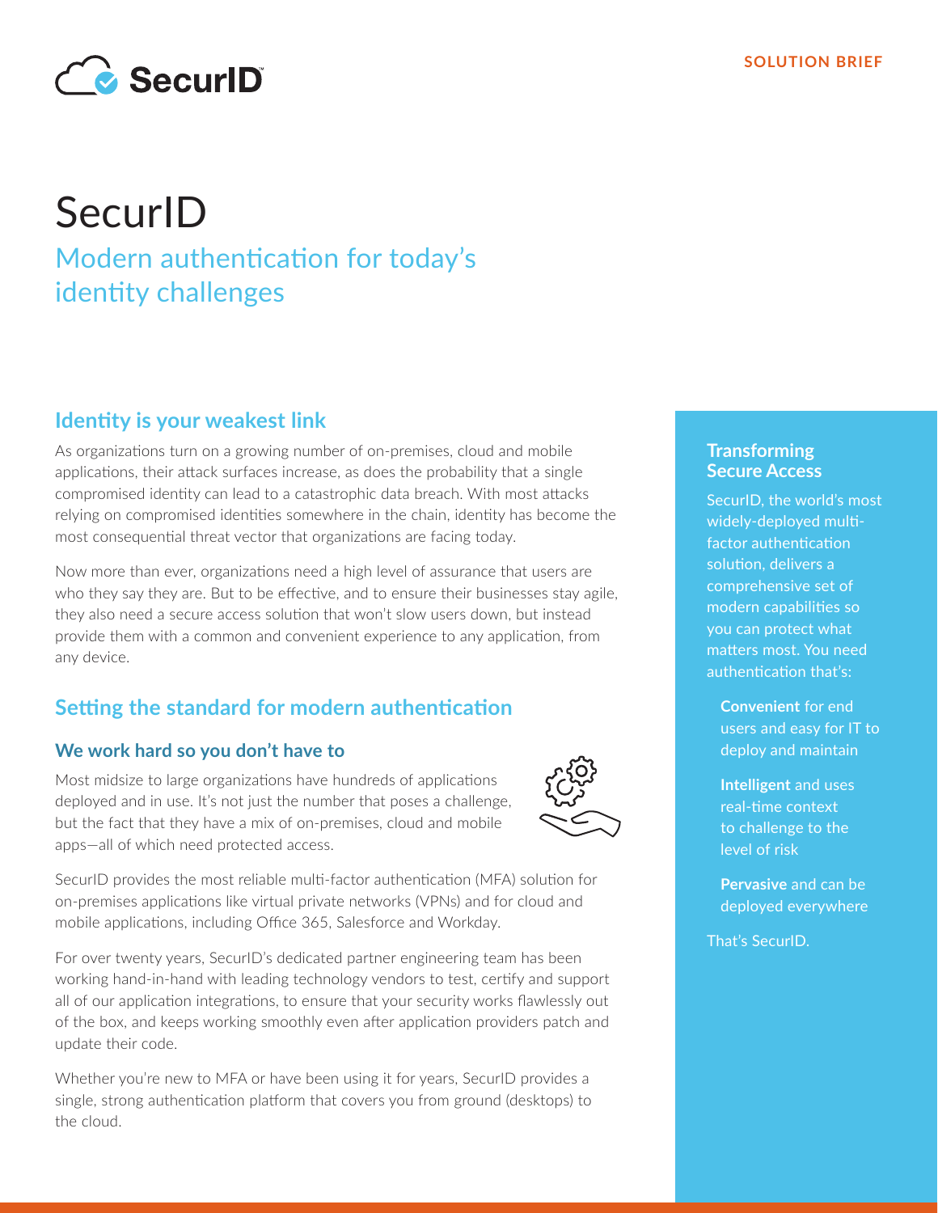SOLUTION BRIEF

# SecurID

## Modern authentication for today's identity challenges

### Identity is your weakest link

As organizations turn on a growing number of on-premises, cloud and mobile applications, their attack surfaces increase, as does the probability that a single compromised identity can lead to a catastrophic data breach. With most attacks relying on compromised identities somewhere in the chain, identity has become the most consequential threat vector that organizations are facing today.

Now more than ever, organizations need a high level of assurance that users are who they say they are. But to be effective, and to ensure their businesses stay agile, they also need a secure access solution that won't slow users down, but instead provide them with a common and convenient experience to any application, from any device.

### Setting the standard for modern authentication

#### We work hard so you don't have to

Most midsize to large organizations have hundreds of applications deployed and in use. It's not just the number that poses a challenge, but the fact that they have a mix of on-premises, cloud and mobile apps—all of which need protected access.

SecurID provides the most reliable multi-factor authentication (MFA) solution for on-premises applications like virtual private networks (VPNs) and for cloud and mobile applications, including Office 365, Salesforce and Workday.

For over twenty years, SecurID's dedicated partner engineering team has been working hand-in-hand with leading technology vendors to test, certify and support all of our application integrations, to ensure that your security works flawlessly out of the box, and keeps working smoothly even after application providers patch and update their code.

Whether you're new to MFA or have been using it for years, SecurID provides a single, strong authentication platform that covers you from ground (desktops) to the cloud.

### Transforming Secure Access

SecurID, the world's most widely-deployed multi-factor authentication solution, delivers a comprehensive set of modern capabilities so you can protect what matters most. You need authentication that's:

- **Convenient** for end users and easy for IT to deploy and maintain
- **Intelligent** and uses real-time context to challenge to the level of risk
- **Pervasive** and can be deployed everywhere

That's SecurID.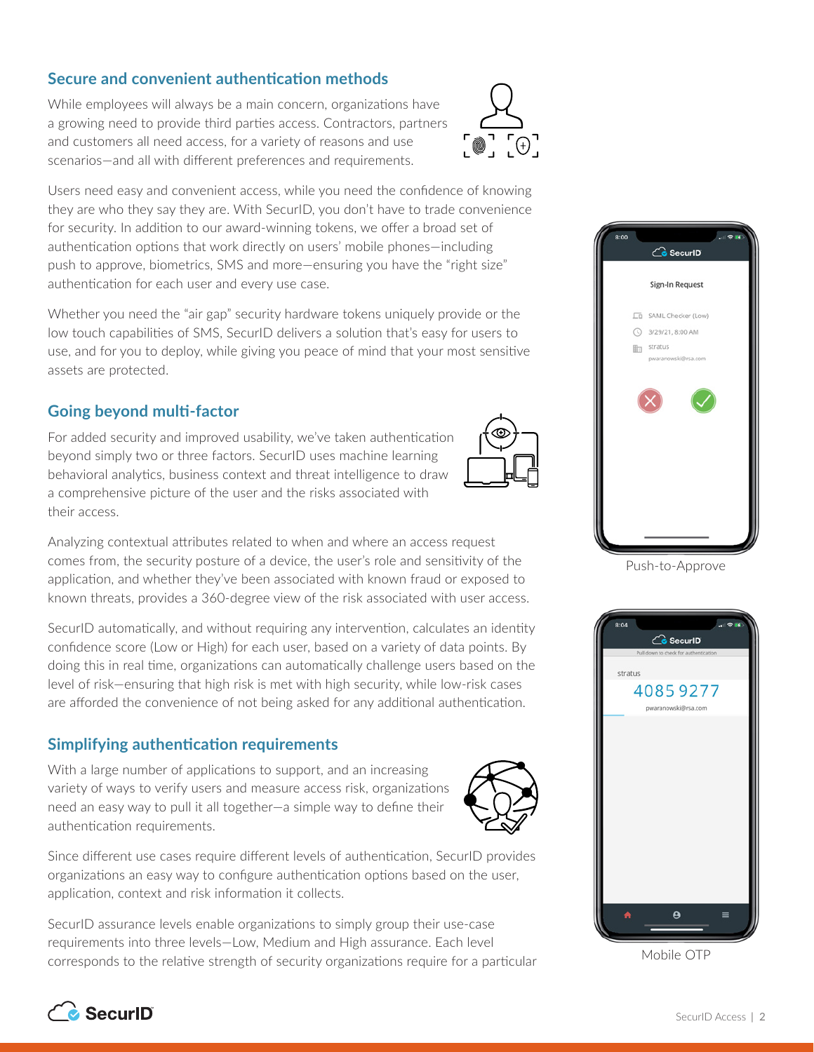## Secure and convenient authentication methods

While employees will always be a main concern, organizations have a growing need to provide third parties access. Contractors, partners and customers all need access, for a variety of reasons and use scenarios—and all with different preferences and requirements.

Users need easy and convenient access, while you need the confidence of knowing they are who they say they are. With SecurID, you don't have to trade convenience for security. In addition to our award-winning tokens, we offer a broad set of authentication options that work directly on users' mobile phones—including push to approve, biometrics, SMS and more—ensuring you have the "right size" authentication for each user and every use case.

Whether you need the "air gap" security hardware tokens uniquely provide or the low touch capabilities of SMS, SecurID delivers a solution that's easy for users to use, and for you to deploy, while giving you peace of mind that your most sensitive assets are protected.

## Going beyond multi-factor

For added security and improved usability, we've taken authentication beyond simply two or three factors. SecurID uses machine learning behavioral analytics, business context and threat intelligence to draw a comprehensive picture of the user and the risks associated with their access.

Analyzing contextual attributes related to when and where an access request comes from, the security posture of a device, the user's role and sensitivity of the application, and whether they've been associated with known fraud or exposed to known threats, provides a 360-degree view of the risk associated with user access.

SecurID automatically, and without requiring any intervention, calculates an identity confidence score (Low or High) for each user, based on a variety of data points. By doing this in real time, organizations can automatically challenge users based on the level of risk—ensuring that high risk is met with high security, while low-risk cases are afforded the convenience of not being asked for any additional authentication.

## Simplifying authentication requirements

With a large number of applications to support, and an increasing variety of ways to verify users and measure access risk, organizations need an easy way to pull it all together—a simple way to define their authentication requirements.

Since different use cases require different levels of authentication, SecurID provides organizations an easy way to configure authentication options based on the user, application, context and risk information it collects.

SecurID assurance levels enable organizations to simply group their use-case requirements into three levels—Low, Medium and High assurance. Each level corresponds to the relative strength of security organizations require for a particular

Push-to-Approve

Mobile OTP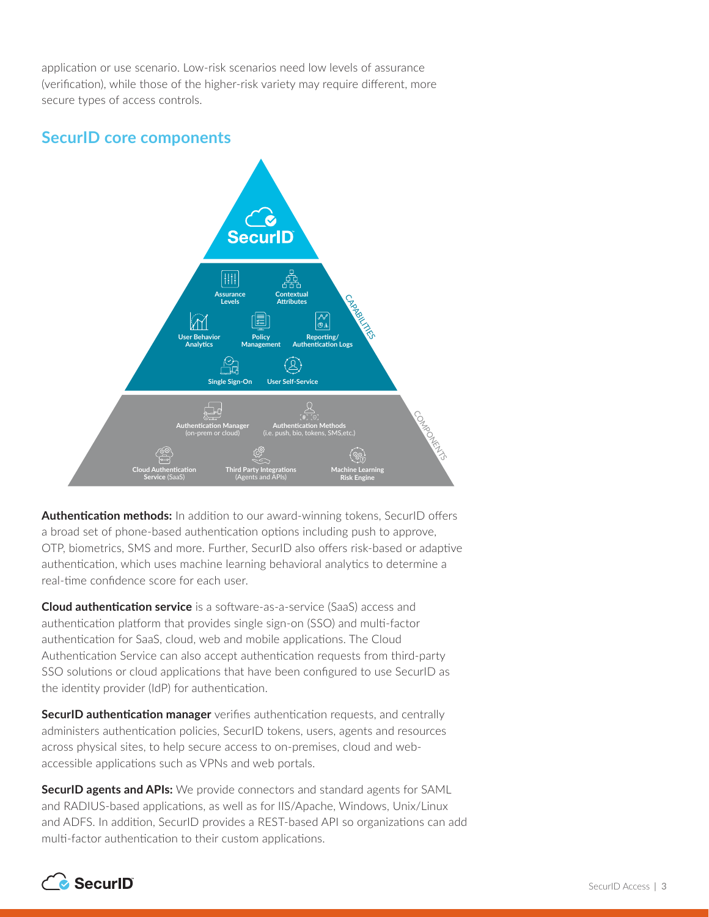application or use scenario. Low-risk scenarios need low levels of assurance (verification), while those of the higher-risk variety may require different, more secure types of access controls.

## SecurID core components

SecurID

CAPABILITIES

Assurance Levels

Contextual Attributes

User Behavior Analytics

Policy Management

Reporting/ Authentication Logs

Single Sign-On

User Self-Service

COMPONENTS

Authentication Manager (on-prem or cloud)

Authentication Methods (i.e. push, bio, tokens, SMS,etc.)

Cloud Authentication Service (SaaS)

Third Party Integrations (Agents and APIs)

Machine Learning Risk Engine

**Authentication methods:** In addition to our award-winning tokens, SecurID offers a broad set of phone-based authentication options including push to approve, OTP, biometrics, SMS and more. Further, SecurID also offers risk-based or adaptive authentication, which uses machine learning behavioral analytics to determine a real-time confidence score for each user.

**Cloud authentication service** is a software-as-a-service (SaaS) access and authentication platform that provides single sign-on (SSO) and multi-factor authentication for SaaS, cloud, web and mobile applications. The Cloud Authentication Service can also accept authentication requests from third-party SSO solutions or cloud applications that have been configured to use SecurID as the identity provider (IdP) for authentication.

**SecurID authentication manager** verifies authentication requests, and centrally administers authentication policies, SecurID tokens, users, agents and resources across physical sites, to help secure access to on-premises, cloud and web-accessible applications such as VPNs and web portals.

**SecurID agents and APIs:** We provide connectors and standard agents for SAML and RADIUS-based applications, as well as for IIS/Apache, Windows, Unix/Linux and ADFS. In addition, SecurID provides a REST-based API so organizations can add multi-factor authentication to their custom applications.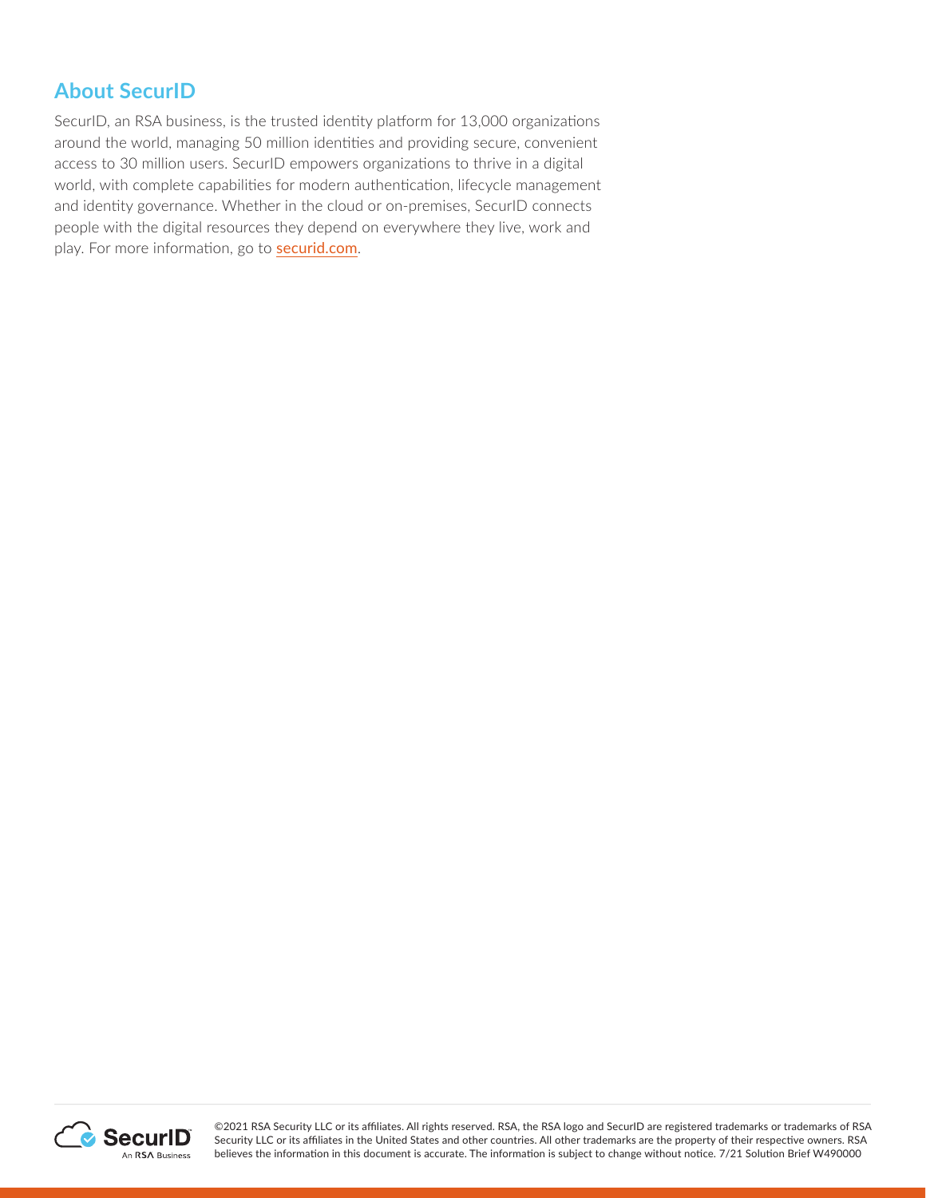## About SecurID

SecurID, an RSA business, is the trusted identity platform for 13,000 organizations around the world, managing 50 million identities and providing secure, convenient access to 30 million users. SecurID empowers organizations to thrive in a digital world, with complete capabilities for modern authentication, lifecycle management and identity governance. Whether in the cloud or on-premises, SecurID connects people with the digital resources they depend on everywhere they live, work and play. For more information, go to [securid.com](securid.com).

©2021 RSA Security LLC or its affiliates. All rights reserved. RSA, the RSA logo and SecurID are registered trademarks or trademarks of RSA Security LLC or its affiliates in the United States and other countries. All other trademarks are the property of their respective owners. RSA believes the information in this document is accurate. The information is subject to change without notice. 7/21 Solution Brief W490000